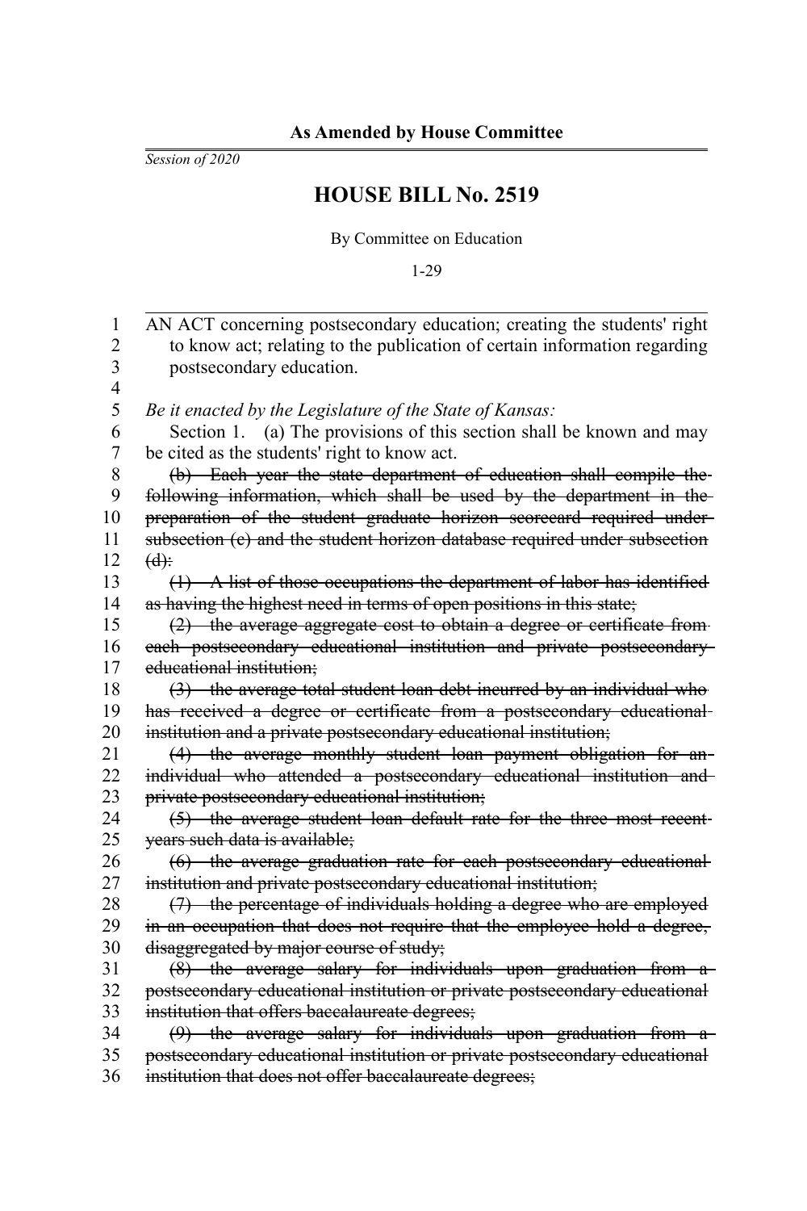**As Amended by House Committee**

*Session of 2020*

# HOUSE BILL No. 2519

By Committee on Education

1-29

AN ACT concerning postsecondary education; creating the students' right to know act; relating to the publication of certain information regarding postsecondary education.

*Be it enacted by the Legislature of the State of Kansas:*

Section 1. (a) The provisions of this section shall be known and may be cited as the students' right to know act.

~~(b) Each year the state department of education shall compile the following information, which shall be used by the department in the preparation of the student graduate horizon scorecard required under subsection (c) and the student horizon database required under subsection (d):~~

~~(1) A list of those occupations the department of labor has identified as having the highest need in terms of open positions in this state;~~

~~(2) the average aggregate cost to obtain a degree or certificate from each postsecondary educational institution and private postsecondary educational institution;~~

~~(3) the average total student loan debt incurred by an individual who has received a degree or certificate from a postsecondary educational institution and a private postsecondary educational institution;~~

~~(4) the average monthly student loan payment obligation for an individual who attended a postsecondary educational institution and private postsecondary educational institution;~~

~~(5) the average student loan default rate for the three most recent years such data is available;~~

~~(6) the average graduation rate for each postsecondary educational institution and private postsecondary educational institution;~~

~~(7) the percentage of individuals holding a degree who are employed in an occupation that does not require that the employee hold a degree, disaggregated by major course of study;~~

~~(8) the average salary for individuals upon graduation from a postsecondary educational institution or private postsecondary educational institution that offers baccalaureate degrees;~~

~~(9) the average salary for individuals upon graduation from a postsecondary educational institution or private postsecondary educational institution that does not offer baccalaureate degrees;~~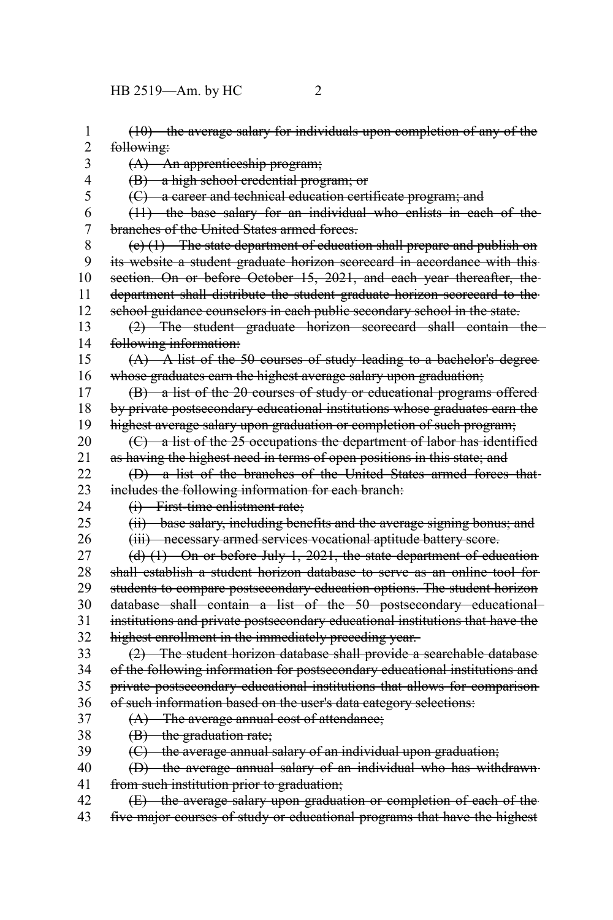~~(10) the average salary for individuals upon completion of any of the following:~~

~~(A) An apprenticeship program;~~

~~(B) a high school credential program; or~~

~~(C) a career and technical education certificate program; and~~

~~(11) the base salary for an individual who enlists in each of the branches of the United States armed forces.~~

~~(c) (1) The state department of education shall prepare and publish on its website a student graduate horizon scorecard in accordance with this section. On or before October 15, 2021, and each year thereafter, the department shall distribute the student graduate horizon scorecard to the school guidance counselors in each public secondary school in the state.~~

~~(2) The student graduate horizon scorecard shall contain the following information:~~

~~(A) A list of the 50 courses of study leading to a bachelor's degree whose graduates earn the highest average salary upon graduation;~~

~~(B) a list of the 20 courses of study or educational programs offered by private postsecondary educational institutions whose graduates earn the highest average salary upon graduation or completion of such program;~~

~~(C) a list of the 25 occupations the department of labor has identified as having the highest need in terms of open positions in this state; and~~

~~(D) a list of the branches of the United States armed forces that includes the following information for each branch:~~

~~(i) First-time enlistment rate;~~

~~(ii) base salary, including benefits and the average signing bonus; and~~

~~(iii) necessary armed services vocational aptitude battery score.~~

~~(d) (1) On or before July 1, 2021, the state department of education shall establish a student horizon database to serve as an online tool for students to compare postsecondary education options. The student horizon database shall contain a list of the 50 postsecondary educational institutions and private postsecondary educational institutions that have the highest enrollment in the immediately preceding year.~~

~~(2) The student horizon database shall provide a searchable database of the following information for postsecondary educational institutions and private postsecondary educational institutions that allows for comparison of such information based on the user's data category selections:~~

~~(A) The average annual cost of attendance;~~

~~(B) the graduation rate;~~

~~(C) the average annual salary of an individual upon graduation;~~

~~(D) the average annual salary of an individual who has withdrawn from such institution prior to graduation;~~

~~(E) the average salary upon graduation or completion of each of the five major courses of study or educational programs that have the highest~~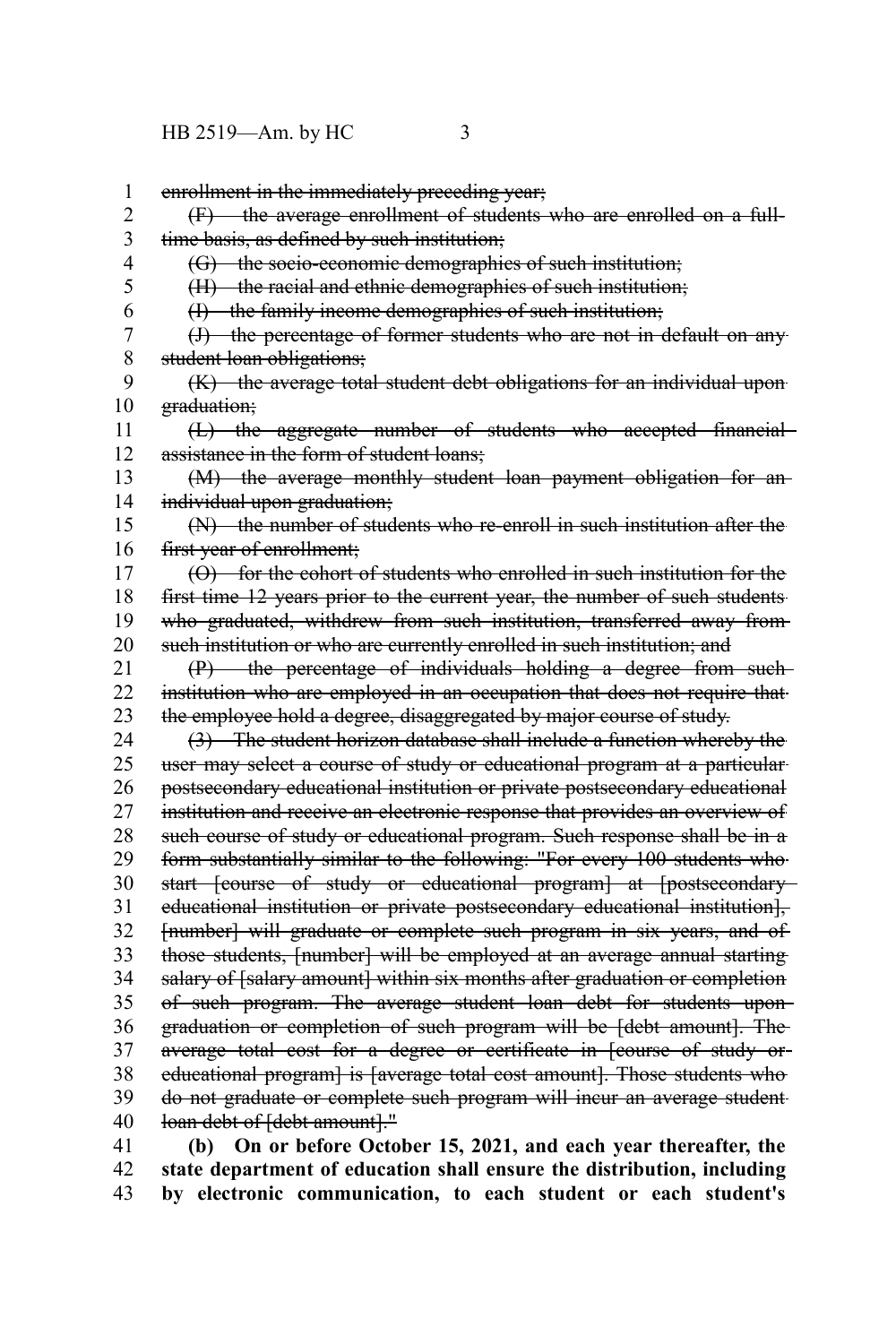~~enrollment in the immediately preceding year;~~

~~(F) the average enrollment of students who are enrolled on a full-time basis, as defined by such institution;~~

~~(G) the socio-economic demographics of such institution;~~

~~(H) the racial and ethnic demographics of such institution;~~

~~(I) the family income demographics of such institution;~~

~~(J) the percentage of former students who are not in default on any student loan obligations;~~

~~(K) the average total student debt obligations for an individual upon graduation;~~

~~(L) the aggregate number of students who accepted financial assistance in the form of student loans;~~

~~(M) the average monthly student loan payment obligation for an individual upon graduation;~~

~~(N) the number of students who re-enroll in such institution after the first year of enrollment;~~

~~(O) for the cohort of students who enrolled in such institution for the first time 12 years prior to the current year, the number of such students who graduated, withdrew from such institution, transferred away from such institution or who are currently enrolled in such institution; and~~

~~(P) the percentage of individuals holding a degree from such institution who are employed in an occupation that does not require that the employee hold a degree, disaggregated by major course of study.~~

~~(3) The student horizon database shall include a function whereby the user may select a course of study or educational program at a particular postsecondary educational institution or private postsecondary educational institution and receive an electronic response that provides an overview of such course of study or educational program. Such response shall be in a form substantially similar to the following: "For every 100 students who start [course of study or educational program] at [postsecondary educational institution or private postsecondary educational institution], [number] will graduate or complete such program in six years, and of those students, [number] will be employed at an average annual starting salary of [salary amount] within six months after graduation or completion of such program. The average student loan debt for students upon graduation or completion of such program will be [debt amount]. The average total cost for a degree or certificate in [course of study or educational program] is [average total cost amount]. Those students who do not graduate or complete such program will incur an average student loan debt of [debt amount]."~~

**(b) On or before October 15, 2021, and each year thereafter, the state department of education shall ensure the distribution, including by electronic communication, to each student or each student's**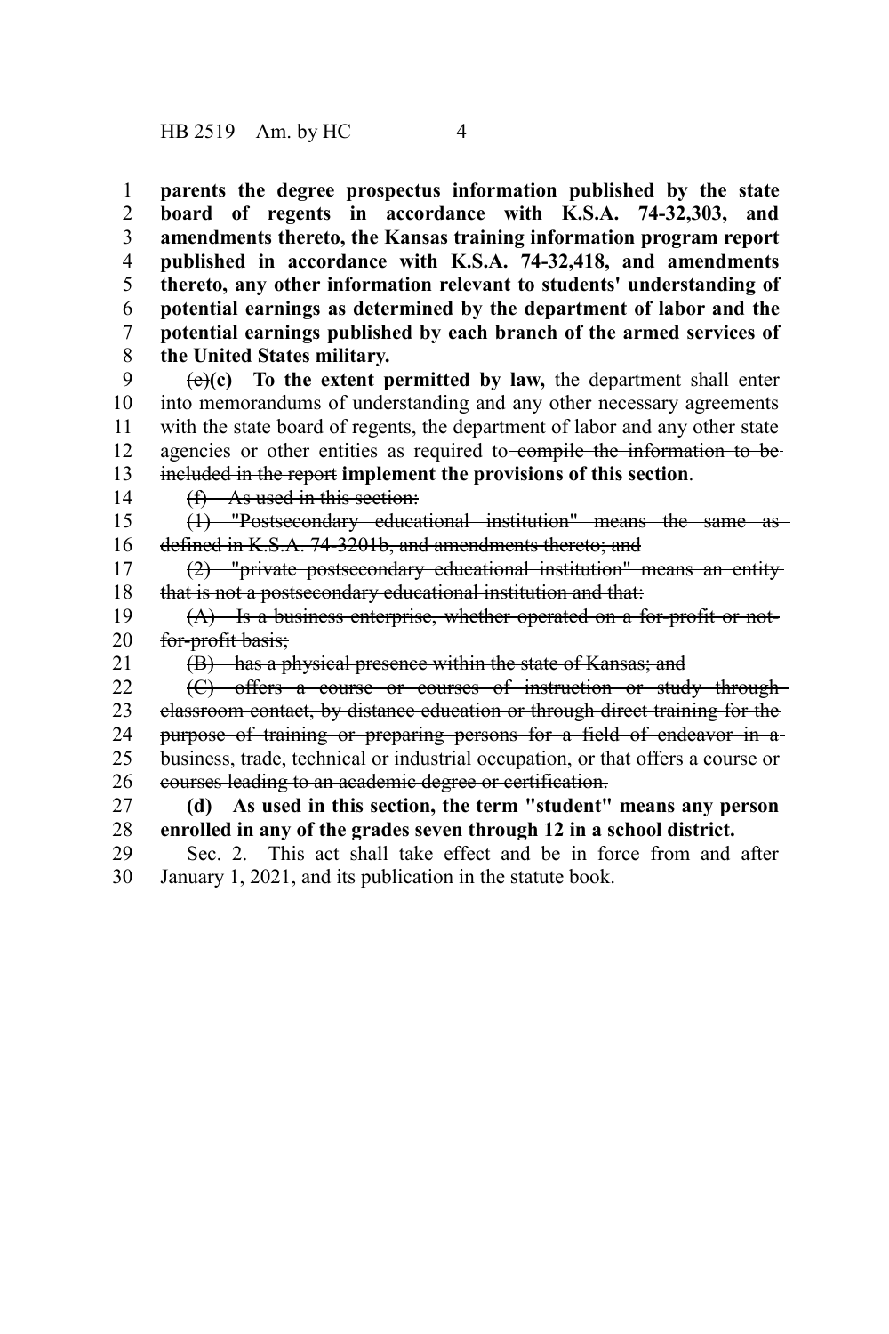**parents the degree prospectus information published by the state board of regents in accordance with K.S.A. 74-32,303, and amendments thereto, the Kansas training information program report published in accordance with K.S.A. 74-32,418, and amendments thereto, any other information relevant to students' understanding of potential earnings as determined by the department of labor and the potential earnings published by each branch of the armed services of the United States military.**

~~(e)~~**(c) To the extent permitted by law,** the department shall enter into memorandums of understanding and any other necessary agreements with the state board of regents, the department of labor and any other state agencies or other entities as required to ~~compile the information to be included in the report~~ **implement the provisions of this section**.

~~(f) As used in this section:~~

~~(1) "Postsecondary educational institution" means the same as defined in K.S.A. 74-3201b, and amendments thereto; and~~

~~(2) "private postsecondary educational institution" means an entity that is not a postsecondary educational institution and that:~~

~~(A) Is a business enterprise, whether operated on a for-profit or not-for-profit basis;~~

~~(B) has a physical presence within the state of Kansas; and~~

~~(C) offers a course or courses of instruction or study through classroom contact, by distance education or through direct training for the purpose of training or preparing persons for a field of endeavor in a business, trade, technical or industrial occupation, or that offers a course or courses leading to an academic degree or certification.~~

**(d) As used in this section, the term "student" means any person enrolled in any of the grades seven through 12 in a school district.**

Sec. 2. This act shall take effect and be in force from and after January 1, 2021, and its publication in the statute book.